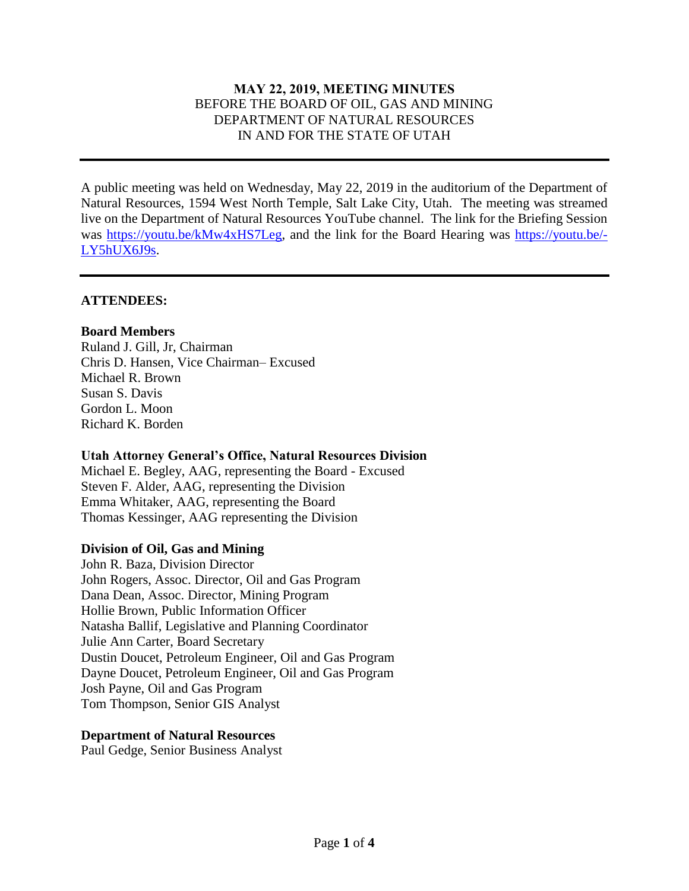**MAY 22, 2019, MEETING MINUTES**
BEFORE THE BOARD OF OIL, GAS AND MINING
DEPARTMENT OF NATURAL RESOURCES
IN AND FOR THE STATE OF UTAH

---

A public meeting was held on Wednesday, May 22, 2019 in the auditorium of the Department of Natural Resources, 1594 West North Temple, Salt Lake City, Utah. The meeting was streamed live on the Department of Natural Resources YouTube channel. The link for the Briefing Session was https://youtu.be/kMw4xHS7Leg, and the link for the Board Hearing was https://youtu.be/-LY5hUX6J9s.

---

## ATTENDEES:

**Board Members**
Ruland J. Gill, Jr, Chairman
Chris D. Hansen, Vice Chairman– Excused
Michael R. Brown
Susan S. Davis
Gordon L. Moon
Richard K. Borden

**Utah Attorney General's Office, Natural Resources Division**
Michael E. Begley, AAG, representing the Board - Excused
Steven F. Alder, AAG, representing the Division
Emma Whitaker, AAG, representing the Board
Thomas Kessinger, AAG representing the Division

**Division of Oil, Gas and Mining**
John R. Baza, Division Director
John Rogers, Assoc. Director, Oil and Gas Program
Dana Dean, Assoc. Director, Mining Program
Hollie Brown, Public Information Officer
Natasha Ballif, Legislative and Planning Coordinator
Julie Ann Carter, Board Secretary
Dustin Doucet, Petroleum Engineer, Oil and Gas Program
Dayne Doucet, Petroleum Engineer, Oil and Gas Program
Josh Payne, Oil and Gas Program
Tom Thompson, Senior GIS Analyst

**Department of Natural Resources**
Paul Gedge, Senior Business Analyst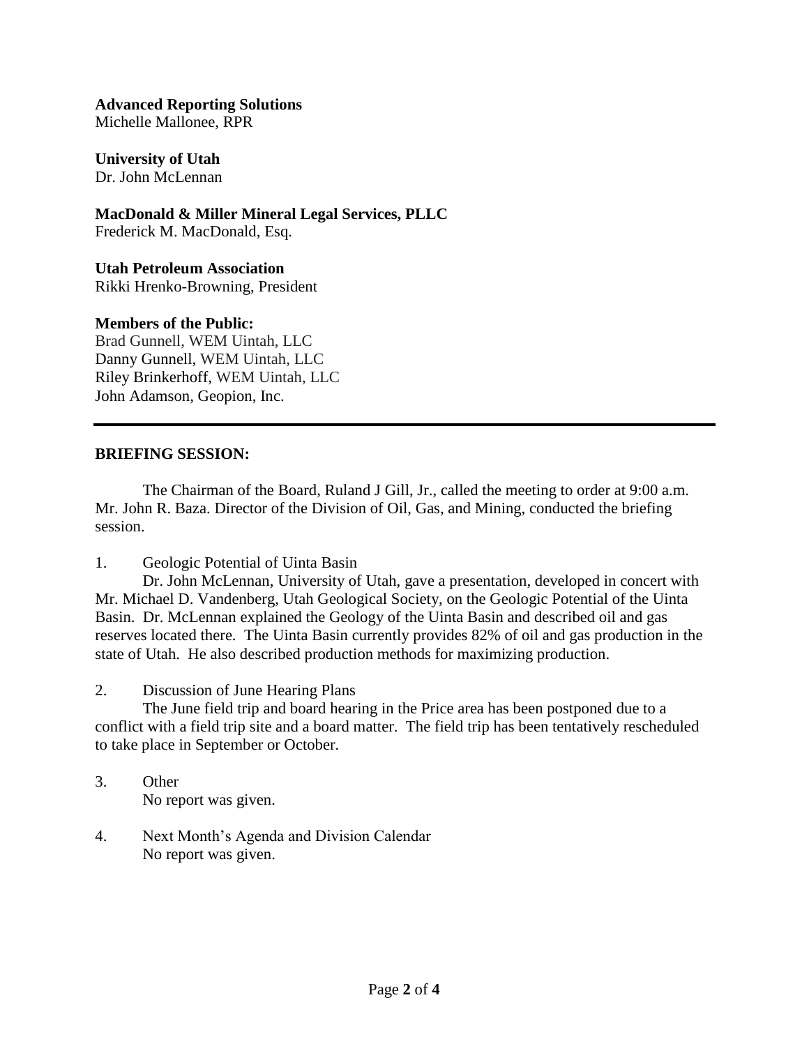**Advanced Reporting Solutions**
Michelle Mallonee, RPR

**University of Utah**
Dr. John McLennan

**MacDonald & Miller Mineral Legal Services, PLLC**
Frederick M. MacDonald, Esq.

**Utah Petroleum Association**
Rikki Hrenko-Browning, President

**Members of the Public:**
Brad Gunnell, WEM Uintah, LLC
Danny Gunnell, WEM Uintah, LLC
Riley Brinkerhoff, WEM Uintah, LLC
John Adamson, Geopion, Inc.

---

**BRIEFING SESSION:**

The Chairman of the Board, Ruland J Gill, Jr., called the meeting to order at 9:00 a.m. Mr. John R. Baza. Director of the Division of Oil, Gas, and Mining, conducted the briefing session.

1. Geologic Potential of Uinta Basin

   Dr. John McLennan, University of Utah, gave a presentation, developed in concert with Mr. Michael D. Vandenberg, Utah Geological Society, on the Geologic Potential of the Uinta Basin. Dr. McLennan explained the Geology of the Uinta Basin and described oil and gas reserves located there. The Uinta Basin currently provides 82% of oil and gas production in the state of Utah. He also described production methods for maximizing production.

2. Discussion of June Hearing Plans

   The June field trip and board hearing in the Price area has been postponed due to a conflict with a field trip site and a board matter. The field trip has been tentatively rescheduled to take place in September or October.

3. Other

   No report was given.

4. Next Month's Agenda and Division Calendar

   No report was given.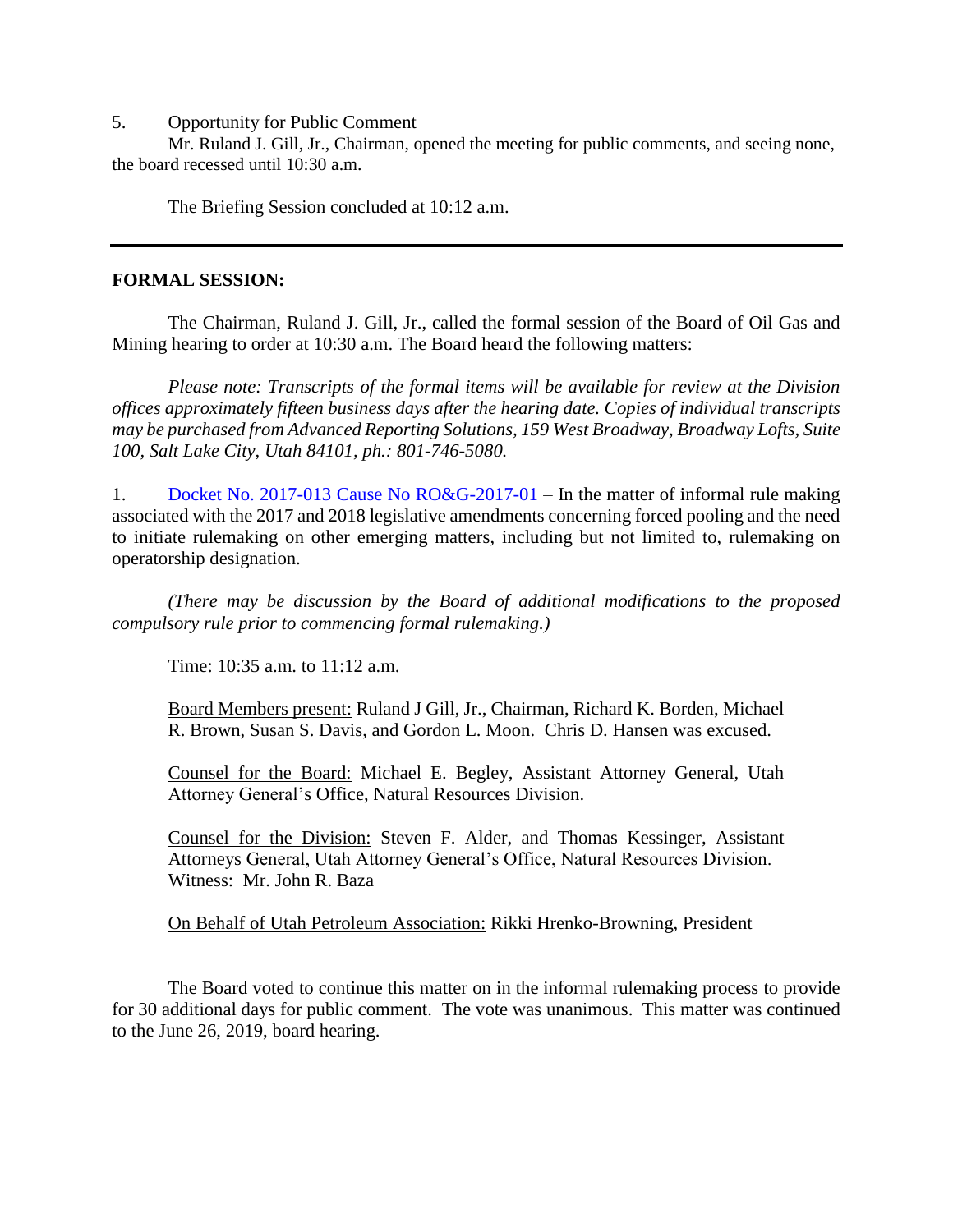5. Opportunity for Public Comment

Mr. Ruland J. Gill, Jr., Chairman, opened the meeting for public comments, and seeing none, the board recessed until 10:30 a.m.

The Briefing Session concluded at 10:12 a.m.

---

**FORMAL SESSION:**

The Chairman, Ruland J. Gill, Jr., called the formal session of the Board of Oil Gas and Mining hearing to order at 10:30 a.m. The Board heard the following matters:

*Please note: Transcripts of the formal items will be available for review at the Division offices approximately fifteen business days after the hearing date. Copies of individual transcripts may be purchased from Advanced Reporting Solutions, 159 West Broadway, Broadway Lofts, Suite 100, Salt Lake City, Utah 84101, ph.: 801-746-5080.*

1. Docket No. 2017-013 Cause No RO&G-2017-01 – In the matter of informal rule making associated with the 2017 and 2018 legislative amendments concerning forced pooling and the need to initiate rulemaking on other emerging matters, including but not limited to, rulemaking on operatorship designation.

*(There may be discussion by the Board of additional modifications to the proposed compulsory rule prior to commencing formal rulemaking.)*

Time: 10:35 a.m. to 11:12 a.m.

Board Members present: Ruland J Gill, Jr., Chairman, Richard K. Borden, Michael R. Brown, Susan S. Davis, and Gordon L. Moon. Chris D. Hansen was excused.

Counsel for the Board: Michael E. Begley, Assistant Attorney General, Utah Attorney General's Office, Natural Resources Division.

Counsel for the Division: Steven F. Alder, and Thomas Kessinger, Assistant Attorneys General, Utah Attorney General's Office, Natural Resources Division. Witness: Mr. John R. Baza

On Behalf of Utah Petroleum Association: Rikki Hrenko-Browning, President

The Board voted to continue this matter on in the informal rulemaking process to provide for 30 additional days for public comment. The vote was unanimous. This matter was continued to the June 26, 2019, board hearing.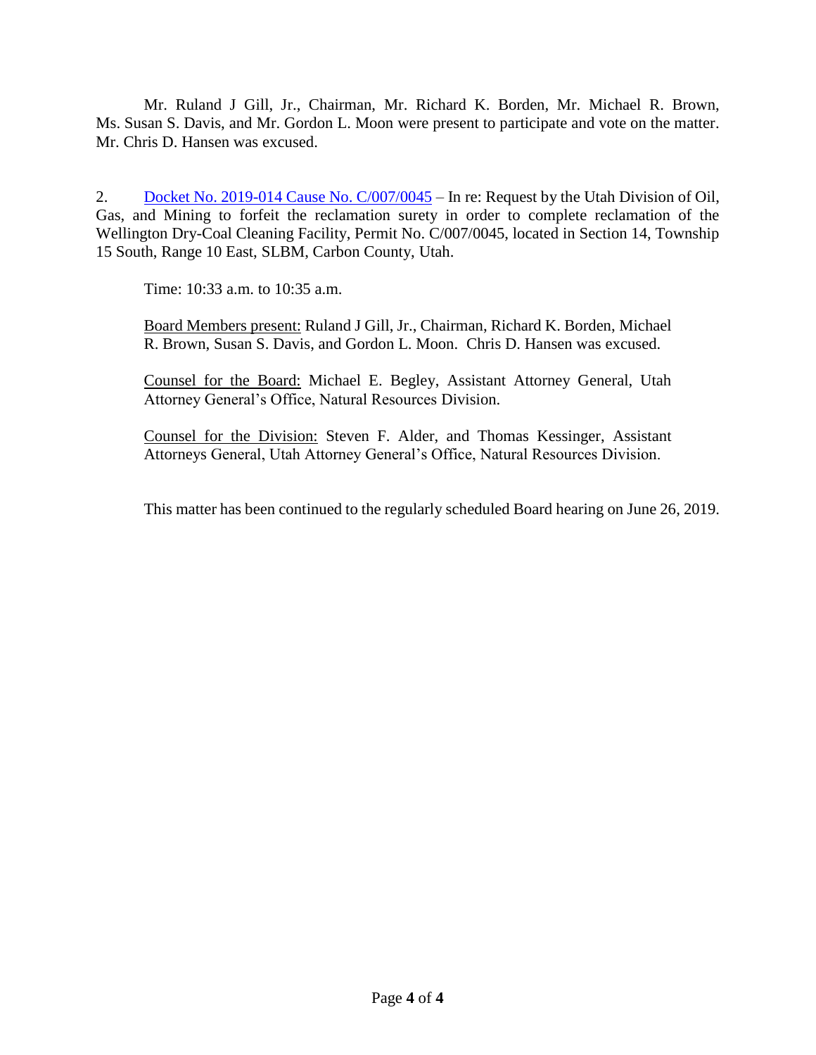Mr. Ruland J Gill, Jr., Chairman, Mr. Richard K. Borden, Mr. Michael R. Brown, Ms. Susan S. Davis, and Mr. Gordon L. Moon were present to participate and vote on the matter. Mr. Chris D. Hansen was excused.

2. Docket No. 2019-014 Cause No. C/007/0045 – In re: Request by the Utah Division of Oil, Gas, and Mining to forfeit the reclamation surety in order to complete reclamation of the Wellington Dry-Coal Cleaning Facility, Permit No. C/007/0045, located in Section 14, Township 15 South, Range 10 East, SLBM, Carbon County, Utah.

Time: 10:33 a.m. to 10:35 a.m.

Board Members present: Ruland J Gill, Jr., Chairman, Richard K. Borden, Michael R. Brown, Susan S. Davis, and Gordon L. Moon. Chris D. Hansen was excused.

Counsel for the Board: Michael E. Begley, Assistant Attorney General, Utah Attorney General's Office, Natural Resources Division.

Counsel for the Division: Steven F. Alder, and Thomas Kessinger, Assistant Attorneys General, Utah Attorney General's Office, Natural Resources Division.

This matter has been continued to the regularly scheduled Board hearing on June 26, 2019.